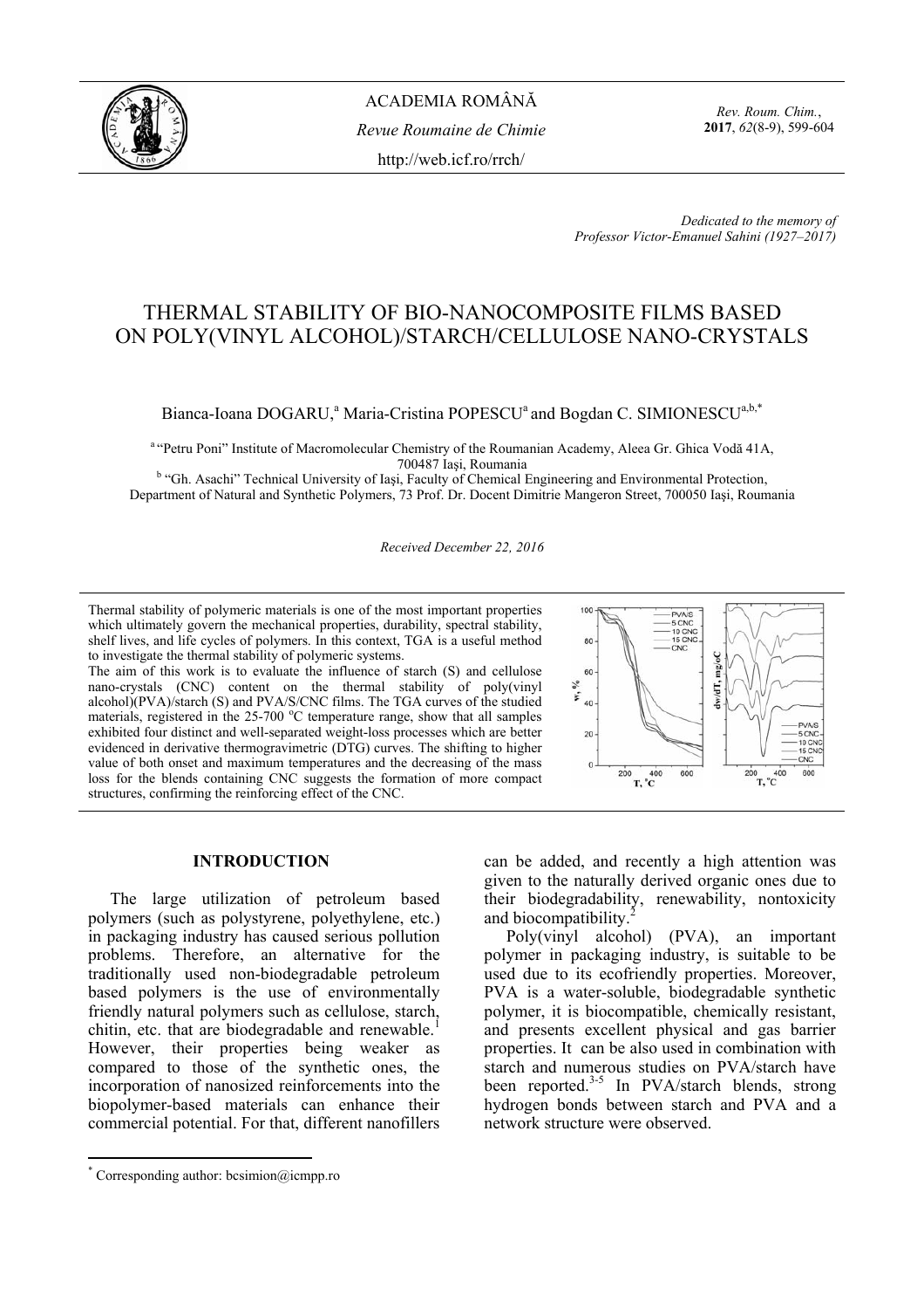*Dedicated to the memory of Professor Victor-Emanuel Sahini (1927–2017)*

# THERMAL STABILITY OF BIO-NANOCOMPOSITE FILMS BASED ON POLY(VINYL ALCOHOL)/STARCH/CELLULOSE NANO-CRYSTALS

Bianca-Ioana DOGARU,[a] Maria-Cristina POPESCU[a] and Bogdan C. SIMIONESCU[a,b,*]

[a] "Petru Poni" Institute of Macromolecular Chemistry of the Roumanian Academy, Aleea Gr. Ghica Vodă 41A, 700487 Iaşi, Roumania

[b] "Gh. Asachi" Technical University of Iaşi, Faculty of Chemical Engineering and Environmental Protection, Department of Natural and Synthetic Polymers, 73 Prof. Dr. Docent Dimitrie Mangeron Street, 700050 Iaşi, Roumania

*Received December 22, 2016*

Thermal stability of polymeric materials is one of the most important properties which ultimately govern the mechanical properties, durability, spectral stability, shelf lives, and life cycles of polymers. In this context, TGA is a useful method to investigate the thermal stability of polymeric systems.

The aim of this work is to evaluate the influence of starch (S) and cellulose nano-crystals (CNC) content on the thermal stability of poly(vinyl alcohol)(PVA)/starch (S) and PVA/S/CNC films. The TGA curves of the studied materials, registered in the 25-700 °C temperature range, show that all samples exhibited four distinct and well-separated weight-loss processes which are better evidenced in derivative thermogravimetric (DTG) curves. The shifting to higher value of both onset and maximum temperatures and the decreasing of the mass loss for the blends containing CNC suggests the formation of more compact structures, confirming the reinforcing effect of the CNC.

## INTRODUCTION

The large utilization of petroleum based polymers (such as polystyrene, polyethylene, etc.) in packaging industry has caused serious pollution problems. Therefore, an alternative for the traditionally used non-biodegradable petroleum based polymers is the use of environmentally friendly natural polymers such as cellulose, starch, chitin, etc. that are biodegradable and renewable.[1] However, their properties being weaker as compared to those of the synthetic ones, the incorporation of nanosized reinforcements into the biopolymer-based materials can enhance their commercial potential. For that, different nanofillers can be added, and recently a high attention was given to the naturally derived organic ones due to their biodegradability, renewability, nontoxicity and biocompatibility.[2]

Poly(vinyl alcohol) (PVA), an important polymer in packaging industry, is suitable to be used due to its ecofriendly properties. Moreover, PVA is a water-soluble, biodegradable synthetic polymer, it is biocompatible, chemically resistant, and presents excellent physical and gas barrier properties. It can be also used in combination with starch and numerous studies on PVA/starch have been reported.[3-5] In PVA/starch blends, strong hydrogen bonds between starch and PVA and a network structure were observed.

[*] Corresponding author: bcsimion@icmpp.ro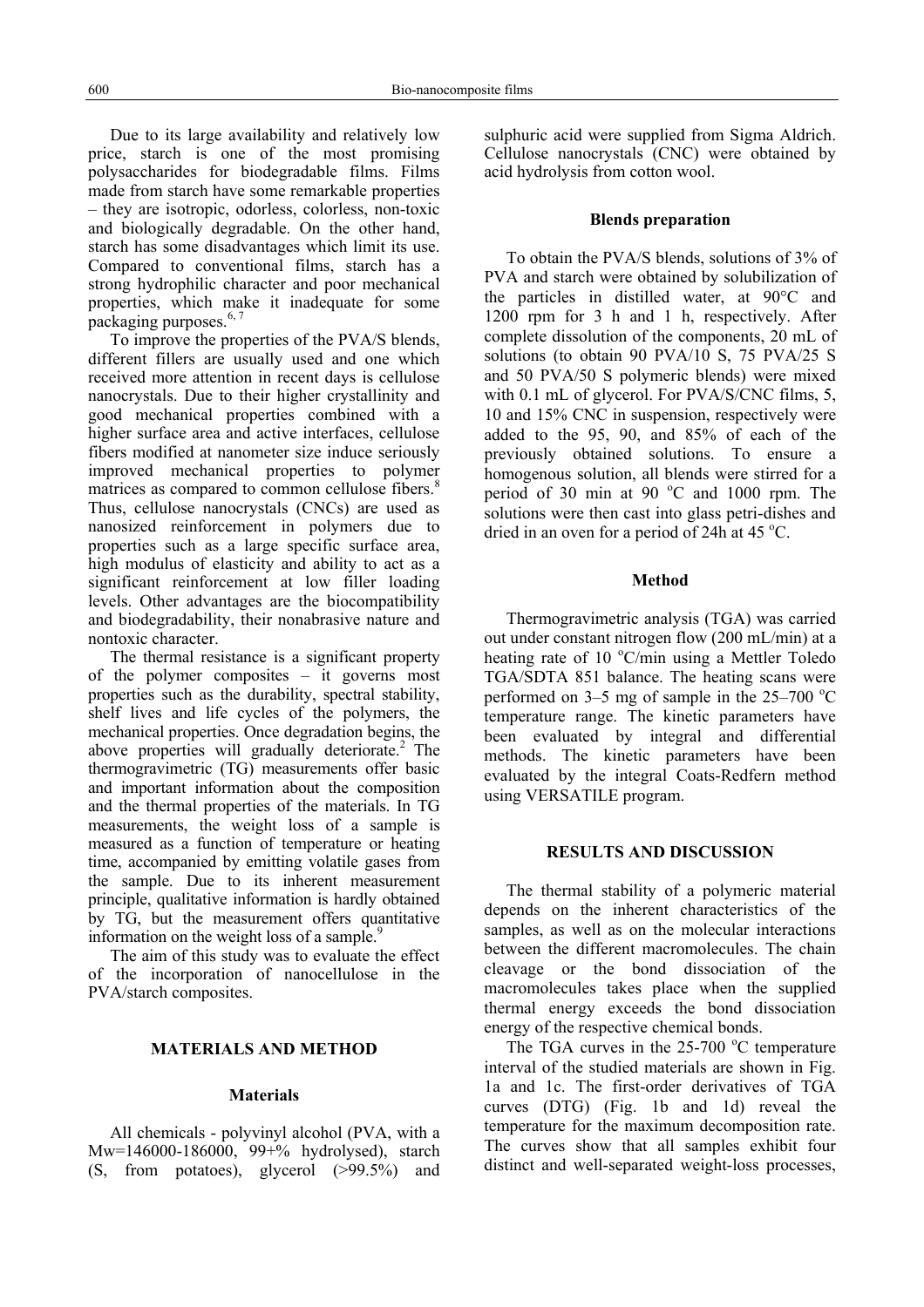Due to its large availability and relatively low price, starch is one of the most promising polysaccharides for biodegradable films. Films made from starch have some remarkable properties – they are isotropic, odorless, colorless, non-toxic and biologically degradable. On the other hand, starch has some disadvantages which limit its use. Compared to conventional films, starch has a strong hydrophilic character and poor mechanical properties, which make it inadequate for some packaging purposes.[6, 7]

To improve the properties of the PVA/S blends, different fillers are usually used and one which received more attention in recent days is cellulose nanocrystals. Due to their higher crystallinity and good mechanical properties combined with a higher surface area and active interfaces, cellulose fibers modified at nanometer size induce seriously improved mechanical properties to polymer matrices as compared to common cellulose fibers.[8] Thus, cellulose nanocrystals (CNCs) are used as nanosized reinforcement in polymers due to properties such as a large specific surface area, high modulus of elasticity and ability to act as a significant reinforcement at low filler loading levels. Other advantages are the biocompatibility and biodegradability, their nonabrasive nature and nontoxic character.

The thermal resistance is a significant property of the polymer composites – it governs most properties such as the durability, spectral stability, shelf lives and life cycles of the polymers, the mechanical properties. Once degradation begins, the above properties will gradually deteriorate.[2] The thermogravimetric (TG) measurements offer basic and important information about the composition and the thermal properties of the materials. In TG measurements, the weight loss of a sample is measured as a function of temperature or heating time, accompanied by emitting volatile gases from the sample. Due to its inherent measurement principle, qualitative information is hardly obtained by TG, but the measurement offers quantitative information on the weight loss of a sample.[9]

The aim of this study was to evaluate the effect of the incorporation of nanocellulose in the PVA/starch composites.

## MATERIALS AND METHOD

### Materials

All chemicals - polyvinyl alcohol (PVA, with a Mw=146000-186000, 99+% hydrolysed), starch (S, from potatoes), glycerol (>99.5%) and sulphuric acid were supplied from Sigma Aldrich. Cellulose nanocrystals (CNC) were obtained by acid hydrolysis from cotton wool.

### Blends preparation

To obtain the PVA/S blends, solutions of 3% of PVA and starch were obtained by solubilization of the particles in distilled water, at 90°C and 1200 rpm for 3 h and 1 h, respectively. After complete dissolution of the components, 20 mL of solutions (to obtain 90 PVA/10 S, 75 PVA/25 S and 50 PVA/50 S polymeric blends) were mixed with 0.1 mL of glycerol. For PVA/S/CNC films, 5, 10 and 15% CNC in suspension, respectively were added to the 95, 90, and 85% of each of the previously obtained solutions. To ensure a homogenous solution, all blends were stirred for a period of 30 min at 90 °C and 1000 rpm. The solutions were then cast into glass petri-dishes and dried in an oven for a period of 24h at 45 °C.

### Method

Thermogravimetric analysis (TGA) was carried out under constant nitrogen flow (200 mL/min) at a heating rate of 10 °C/min using a Mettler Toledo TGA/SDTA 851 balance. The heating scans were performed on 3–5 mg of sample in the 25–700 °C temperature range. The kinetic parameters have been evaluated by integral and differential methods. The kinetic parameters have been evaluated by the integral Coats-Redfern method using VERSATILE program.

## RESULTS AND DISCUSSION

The thermal stability of a polymeric material depends on the inherent characteristics of the samples, as well as on the molecular interactions between the different macromolecules. The chain cleavage or the bond dissociation of the macromolecules takes place when the supplied thermal energy exceeds the bond dissociation energy of the respective chemical bonds.

The TGA curves in the 25-700 °C temperature interval of the studied materials are shown in Fig. 1a and 1c. The first-order derivatives of TGA curves (DTG) (Fig. 1b and 1d) reveal the temperature for the maximum decomposition rate. The curves show that all samples exhibit four distinct and well-separated weight-loss processes,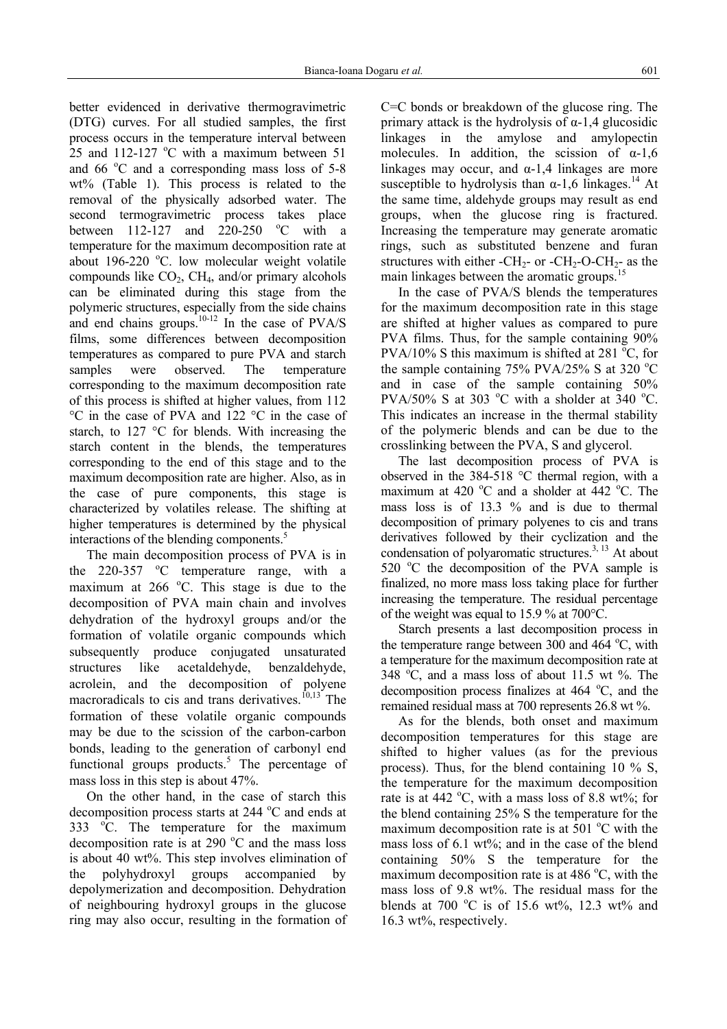better evidenced in derivative thermogravimetric (DTG) curves. For all studied samples, the first process occurs in the temperature interval between 25 and 112-127 $^{o}$C with a maximum between 51 and 66 $^{o}$C and a corresponding mass loss of 5-8 wt% (Table 1). This process is related to the removal of the physically adsorbed water. The second termogravimetric process takes place between 112-127 and 220-250 $^{o}$C with a temperature for the maximum decomposition rate at about 196-220 $^{o}$C. low molecular weight volatile compounds like $CO_2$, $CH_4$, and/or primary alcohols can be eliminated during this stage from the polymeric structures, especially from the side chains and end chains groups.[10-12] In the case of PVA/S films, some differences between decomposition temperatures as compared to pure PVA and starch samples were observed. The temperature corresponding to the maximum decomposition rate of this process is shifted at higher values, from 112 °C in the case of PVA and 122 °C in the case of starch, to 127 °C for blends. With increasing the starch content in the blends, the temperatures corresponding to the end of this stage and to the maximum decomposition rate are higher. Also, as in the case of pure components, this stage is characterized by volatiles release. The shifting at higher temperatures is determined by the physical interactions of the blending components.[5]

The main decomposition process of PVA is in the 220-357 $^{o}$C temperature range, with a maximum at 266 $^{o}$C. This stage is due to the decomposition of PVA main chain and involves dehydration of the hydroxyl groups and/or the formation of volatile organic compounds which subsequently produce conjugated unsaturated structures like acetaldehyde, benzaldehyde, acrolein, and the decomposition of polyene macroradicals to cis and trans derivatives.[10,13] The formation of these volatile organic compounds may be due to the scission of the carbon-carbon bonds, leading to the generation of carbonyl end functional groups products.[5] The percentage of mass loss in this step is about 47%.

On the other hand, in the case of starch this decomposition process starts at 244 $^{o}$C and ends at 333 $^{o}$C. The temperature for the maximum decomposition rate is at 290 $^{o}$C and the mass loss is about 40 wt%. This step involves elimination of the polyhydroxyl groups accompanied by depolymerization and decomposition. Dehydration of neighbouring hydroxyl groups in the glucose ring may also occur, resulting in the formation of C=C bonds or breakdown of the glucose ring. The primary attack is the hydrolysis of α-1,4 glucosidic linkages in the amylose and amylopectin molecules. In addition, the scission of α-1,6 linkages may occur, and α-1,4 linkages are more susceptible to hydrolysis than α-1,6 linkages.[14] At the same time, aldehyde groups may result as end groups, when the glucose ring is fractured. Increasing the temperature may generate aromatic rings, such as substituted benzene and furan structures with either $-CH_2-$ or $-CH_2-O-CH_2-$ as the main linkages between the aromatic groups.[15]

In the case of PVA/S blends the temperatures for the maximum decomposition rate in this stage are shifted at higher values as compared to pure PVA films. Thus, for the sample containing 90% PVA/10% S this maximum is shifted at 281 $^{o}$C, for the sample containing 75% PVA/25% S at 320 $^{o}$C and in case of the sample containing 50% PVA/50% S at 303 $^{o}$C with a sholder at 340 $^{o}$C. This indicates an increase in the thermal stability of the polymeric blends and can be due to the crosslinking between the PVA, S and glycerol.

The last decomposition process of PVA is observed in the 384-518 °C thermal region, with a maximum at 420 $^{o}$C and a sholder at 442 $^{o}$C. The mass loss is of 13.3 % and is due to thermal decomposition of primary polyenes to cis and trans derivatives followed by their cyclization and the condensation of polyaromatic structures.[3, 13] At about 520 $^{o}$C the decomposition of the PVA sample is finalized, no more mass loss taking place for further increasing the temperature. The residual percentage of the weight was equal to 15.9 % at 700°C.

Starch presents a last decomposition process in the temperature range between 300 and 464 $^{o}$C, with a temperature for the maximum decomposition rate at 348 $^{o}$C, and a mass loss of about 11.5 wt %. The decomposition process finalizes at 464 $^{o}$C, and the remained residual mass at 700 represents 26.8 wt %.

As for the blends, both onset and maximum decomposition temperatures for this stage are shifted to higher values (as for the previous process). Thus, for the blend containing 10 % S, the temperature for the maximum decomposition rate is at 442 $^{o}$C, with a mass loss of 8.8 wt%; for the blend containing 25% S the temperature for the maximum decomposition rate is at 501 $^{o}$C with the mass loss of 6.1 wt%; and in the case of the blend containing 50% S the temperature for the maximum decomposition rate is at 486 $^{o}$C, with the mass loss of 9.8 wt%. The residual mass for the blends at 700 $^{o}$C is of 15.6 wt%, 12.3 wt% and 16.3 wt%, respectively.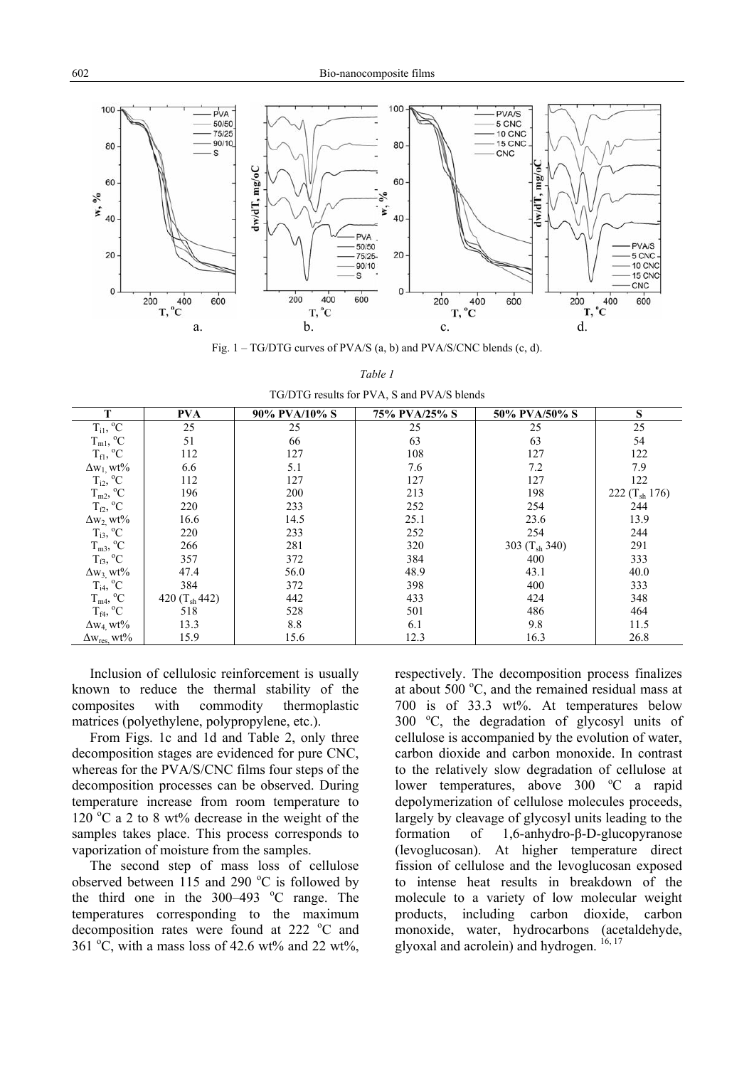Fig. 1 – TG/DTG curves of PVA/S (a, b) and PVA/S/CNC blends (c, d).

*Table 1*

TG/DTG results for PVA, S and PVA/S blends

| T | PVA | 90% PVA/10% S | 75% PVA/25% S | 50% PVA/50% S | S |
|---|---|---|---|---|---|
| $T_{i1}$, °C | 25 | 25 | 25 | 25 | 25 |
| $T_{m1}$, °C | 51 | 66 | 63 | 63 | 54 |
| $T_{f1}$, °C | 112 | 127 | 108 | 127 | 122 |
| $\Delta w_1$, wt% | 6.6 | 5.1 | 7.6 | 7.2 | 7.9 |
| $T_{i2}$, °C | 112 | 127 | 127 | 127 | 122 |
| $T_{m2}$, °C | 196 | 200 | 213 | 198 | 222 ($T_{sh}$ 176) |
| $T_{f2}$, °C | 220 | 233 | 252 | 254 | 244 |
| $\Delta w_2$, wt% | 16.6 | 14.5 | 25.1 | 23.6 | 13.9 |
| $T_{i3}$, °C | 220 | 233 | 252 | 254 | 244 |
| $T_{m3}$, °C | 266 | 281 | 320 | 303 ($T_{sh}$ 340) | 291 |
| $T_{f3}$, °C | 357 | 372 | 384 | 400 | 333 |
| $\Delta w_3$, wt% | 47.4 | 56.0 | 48.9 | 43.1 | 40.0 |
| $T_{i4}$, °C | 384 | 372 | 398 | 400 | 333 |
| $T_{m4}$, °C | 420 ($T_{sh}$ 442) | 442 | 433 | 424 | 348 |
| $T_{f4}$, °C | 518 | 528 | 501 | 486 | 464 |
| $\Delta w_4$, wt% | 13.3 | 8.8 | 6.1 | 9.8 | 11.5 |
| $\Delta w_{res}$, wt% | 15.9 | 15.6 | 12.3 | 16.3 | 26.8 |

Inclusion of cellulosic reinforcement is usually known to reduce the thermal stability of the composites with commodity thermoplastic matrices (polyethylene, polypropylene, etc.).

From Figs. 1c and 1d and Table 2, only three decomposition stages are evidenced for pure CNC, whereas for the PVA/S/CNC films four steps of the decomposition processes can be observed. During temperature increase from room temperature to 120 °C a 2 to 8 wt% decrease in the weight of the samples takes place. This process corresponds to vaporization of moisture from the samples.

The second step of mass loss of cellulose observed between 115 and 290 °C is followed by the third one in the 300–493 °C range. The temperatures corresponding to the maximum decomposition rates were found at 222 °C and 361 °C, with a mass loss of 42.6 wt% and 22 wt%, respectively. The decomposition process finalizes at about 500 °C, and the remained residual mass at 700 is of 33.3 wt%. At temperatures below 300 °C, the degradation of glycosyl units of cellulose is accompanied by the evolution of water, carbon dioxide and carbon monoxide. In contrast to the relatively slow degradation of cellulose at lower temperatures, above 300 °C a rapid depolymerization of cellulose molecules proceeds, largely by cleavage of glycosyl units leading to the formation of 1,6-anhydro-β-D-glucopyranose (levoglucosan). At higher temperature direct fission of cellulose and the levoglucosan exposed to intense heat results in breakdown of the molecule to a variety of low molecular weight products, including carbon dioxide, carbon monoxide, water, hydrocarbons (acetaldehyde, glyoxal and acrolein) and hydrogen. [16, 17]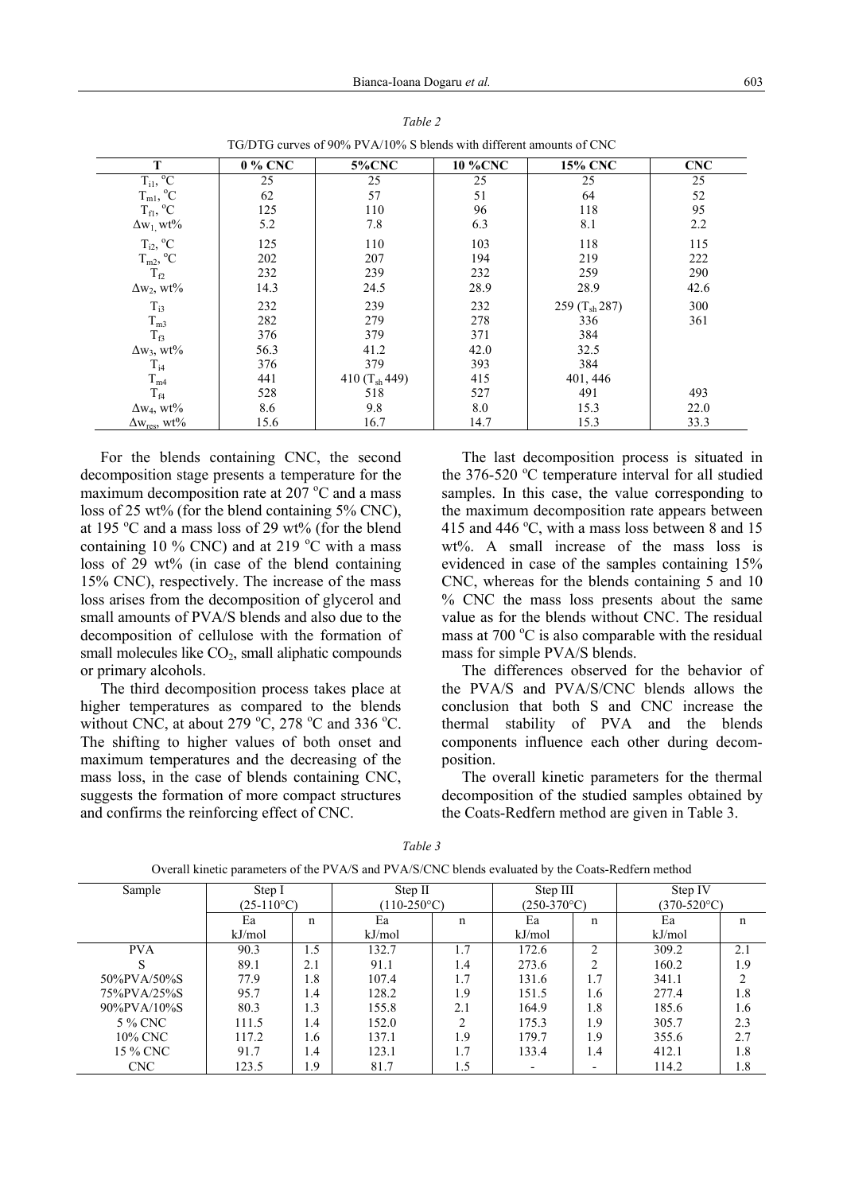*Table 2*

TG/DTG curves of 90% PVA/10% S blends with different amounts of CNC

| T | 0 % CNC | 5%CNC | 10 %CNC | 15% CNC | CNC |
|---|---|---|---|---|---|
| $T_{i1}$, °C | 25 | 25 | 25 | 25 | 25 |
| $T_{m1}$, °C | 62 | 57 | 51 | 64 | 52 |
| $T_{f1}$, °C | 125 | 110 | 96 | 118 | 95 |
| $\Delta w_1$, wt% | 5.2 | 7.8 | 6.3 | 8.1 | 2.2 |
| $T_{i2}$, °C | 125 | 110 | 103 | 118 | 115 |
| $T_{m2}$, °C | 202 | 207 | 194 | 219 | 222 |
| $T_{f2}$ | 232 | 239 | 232 | 259 | 290 |
| $\Delta w_2$, wt% | 14.3 | 24.5 | 28.9 | 28.9 | 42.6 |
| $T_{i3}$ | 232 | 239 | 232 | 259 ($T_{sh}$ 287) | 300 |
| $T_{m3}$ | 282 | 279 | 278 | 336 | 361 |
| $T_{f3}$ | 376 | 379 | 371 | 384 | |
| $\Delta w_3$, wt% | 56.3 | 41.2 | 42.0 | 32.5 | |
| $T_{i4}$ | 376 | 379 | 393 | 384 | |
| $T_{m4}$ | 441 | 410 ($T_{sh}$ 449) | 415 | 401, 446 | |
| $T_{f4}$ | 528 | 518 | 527 | 491 | 493 |
| $\Delta w_4$, wt% | 8.6 | 9.8 | 8.0 | 15.3 | 22.0 |
| $\Delta w_{res}$, wt% | 15.6 | 16.7 | 14.7 | 15.3 | 33.3 |

For the blends containing CNC, the second decomposition stage presents a temperature for the maximum decomposition rate at 207 °C and a mass loss of 25 wt% (for the blend containing 5% CNC), at 195 °C and a mass loss of 29 wt% (for the blend containing 10 % CNC) and at 219 °C with a mass loss of 29 wt% (in case of the blend containing 15% CNC), respectively. The increase of the mass loss arises from the decomposition of glycerol and small amounts of PVA/S blends and also due to the decomposition of cellulose with the formation of small molecules like $CO_2$, small aliphatic compounds or primary alcohols.

The third decomposition process takes place at higher temperatures as compared to the blends without CNC, at about 279 °C, 278 °C and 336 °C. The shifting to higher values of both onset and maximum temperatures and the decreasing of the mass loss, in the case of blends containing CNC, suggests the formation of more compact structures and confirms the reinforcing effect of CNC.

The last decomposition process is situated in the 376-520 °C temperature interval for all studied samples. In this case, the value corresponding to the maximum decomposition rate appears between 415 and 446 °C, with a mass loss between 8 and 15 wt%. A small increase of the mass loss is evidenced in case of the samples containing 15% CNC, whereas for the blends containing 5 and 10 % CNC the mass loss presents about the same value as for the blends without CNC. The residual mass at 700 °C is also comparable with the residual mass for simple PVA/S blends.

The differences observed for the behavior of the PVA/S and PVA/S/CNC blends allows the conclusion that both S and CNC increase the thermal stability of PVA and the blends components influence each other during decomposition.

The overall kinetic parameters for the thermal decomposition of the studied samples obtained by the Coats-Redfern method are given in Table 3.

*Table 3*

Overall kinetic parameters of the PVA/S and PVA/S/CNC blends evaluated by the Coats-Redfern method

| Sample | Step I (25-110°C) | | Step II (110-250°C) | | Step III (250-370°C) | | Step IV (370-520°C) | |
|---|---|---|---|---|---|---|---|---|
| | Ea kJ/mol | n | Ea kJ/mol | n | Ea kJ/mol | n | Ea kJ/mol | n |
| PVA | 90.3 | 1.5 | 132.7 | 1.7 | 172.6 | 2 | 309.2 | 2.1 |
| S | 89.1 | 2.1 | 91.1 | 1.4 | 273.6 | 2 | 160.2 | 1.9 |
| 50%PVA/50%S | 77.9 | 1.8 | 107.4 | 1.7 | 131.6 | 1.7 | 341.1 | 2 |
| 75%PVA/25%S | 95.7 | 1.4 | 128.2 | 1.9 | 151.5 | 1.6 | 277.4 | 1.8 |
| 90%PVA/10%S | 80.3 | 1.3 | 155.8 | 2.1 | 164.9 | 1.8 | 185.6 | 1.6 |
| 5 % CNC | 111.5 | 1.4 | 152.0 | 2 | 175.3 | 1.9 | 305.7 | 2.3 |
| 10% CNC | 117.2 | 1.6 | 137.1 | 1.9 | 179.7 | 1.9 | 355.6 | 2.7 |
| 15 % CNC | 91.7 | 1.4 | 123.1 | 1.7 | 133.4 | 1.4 | 412.1 | 1.8 |
| CNC | 123.5 | 1.9 | 81.7 | 1.5 | - | - | 114.2 | 1.8 |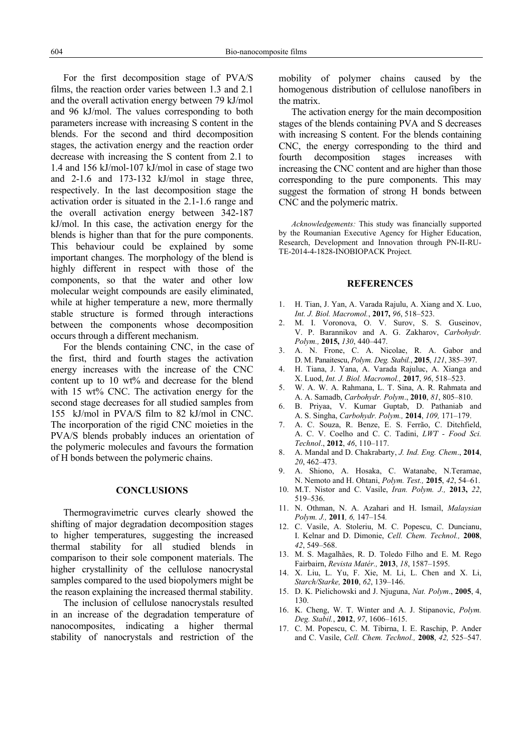For the first decomposition stage of PVA/S films, the reaction order varies between 1.3 and 2.1 and the overall activation energy between 79 kJ/mol and 96 kJ/mol. The values corresponding to both parameters increase with increasing S content in the blends. For the second and third decomposition stages, the activation energy and the reaction order decrease with increasing the S content from 2.1 to 1.4 and 156 kJ/mol-107 kJ/mol in case of stage two and 2-1.6 and 173-132 kJ/mol in stage three, respectively. In the last decomposition stage the activation order is situated in the 2.1-1.6 range and the overall activation energy between 342-187 kJ/mol. In this case, the activation energy for the blends is higher than that for the pure components. This behaviour could be explained by some important changes. The morphology of the blend is highly different in respect with those of the components, so that the water and other low molecular weight compounds are easily eliminated, while at higher temperature a new, more thermally stable structure is formed through interactions between the components whose decomposition occurs through a different mechanism.

For the blends containing CNC, in the case of the first, third and fourth stages the activation energy increases with the increase of the CNC content up to 10 wt% and decrease for the blend with 15 wt% CNC. The activation energy for the second stage decreases for all studied samples from 155 kJ/mol in PVA/S film to 82 kJ/mol in CNC. The incorporation of the rigid CNC moieties in the PVA/S blends probably induces an orientation of the polymeric molecules and favours the formation of H bonds between the polymeric chains.

## CONCLUSIONS

Thermogravimetric curves clearly showed the shifting of major degradation decomposition stages to higher temperatures, suggesting the increased thermal stability for all studied blends in comparison to their sole component materials. The higher crystallinity of the cellulose nanocrystal samples compared to the used biopolymers might be the reason explaining the increased thermal stability.

The inclusion of cellulose nanocrystals resulted in an increase of the degradation temperature of nanocomposites, indicating a higher thermal stability of nanocrystals and restriction of the mobility of polymer chains caused by the homogenous distribution of cellulose nanofibers in the matrix.

The activation energy for the main decomposition stages of the blends containing PVA and S decreases with increasing S content. For the blends containing CNC, the energy corresponding to the third and fourth decomposition stages increases with increasing the CNC content and are higher than those corresponding to the pure components. This may suggest the formation of strong H bonds between CNC and the polymeric matrix.

*Acknowledgements:* This study was financially supported by the Roumanian Executive Agency for Higher Education, Research, Development and Innovation through PN-II-RU-TE-2014-4-1828-INOBIOPACK Project.

## REFERENCES

1. H. Tian, J. Yan, A. Varada Rajulu, A. Xiang and X. Luo, *Int. J. Biol. Macromol.*, **2017,** *96*, 518–523.
2. M. I. Voronova, O. V. Surov, S. S. Guseinov, V. P. Barannikov and A. G. Zakharov, *Carbohydr. Polym.,* **2015,** *130*, 440–447.
3. A. N. Frone, C. A. Nicolae, R. A. Gabor and D. M. Panaitescu, *Polym. Deg. Stabil.*, **2015**, *121*, 385–397.
4. H. Tiana, J. Yana, A. Varada Rajuluc, A. Xianga and X. Luod, *Int. J. Biol. Macromol.,* **2017**, *96*, 518–523.
5. W. A. W. A. Rahmana, L. T. Sina, A. R. Rahmata and A. A. Samadb, *Carbohydr. Polym*., **2010**, *81*, 805–810.
6. B. Priyaa, V. Kumar Guptab, D. Pathaniab and A. S. Singha, *Carbohydr. Polym.,* **2014**, *109,* 171–179.
7. A. C. Souza, R. Benze, E. S. Ferrão, C. Ditchfield, A. C. V. Coelho and C. C. Tadini, *LWT - Food Sci. Technol*., **2012**, *46*, 110–117.
8. A. Mandal and D. Chakrabarty, *J. Ind. Eng. Chem*., **2014**, *20*, 462–473.
9. A. Shiono, A. Hosaka, C. Watanabe, N.Teramae, N. Nemoto and H. Ohtani, *Polym. Test.,* **2015**, *42*, 54–61.
10. M.T. Nistor and C. Vasile, *Iran. Polym. J.,* **2013,** *22*, 519–536.
11. N. Othman, N. A. Azahari and H. Ismail, *Malaysian Polym. J.,* **2011***, 6,* 147–154*.*
12. C. Vasile, A. Stoleriu, M. C. Popescu, C. Duncianu, I. Kelnar and D. Dimonie, *Cell. Chem. Technol.,* **2008**, *42*, 549–568.
13. M. S. Magalhães, R. D. Toledo Filho and E. M. Rego Fairbairn, *Revista Matér.,* **2013**, *18*, 1587–1595.
14. X. Liu, L. Yu, F. Xie, M. Li, L. Chen and X. Li, *Starch/Starke,* **2010**, *62*, 139–146.
15. D. K. Pielichowski and J. Njuguna, *Nat. Polym*., **2005**, 4, 130.
16. K. Cheng, W. T. Winter and A. J. Stipanovic, *Polym. Deg. Stabil.*, **2012**, *97*, 1606–1615.
17. C. M. Popescu, C. M. Tibirna, I. E. Raschip, P. Ander and C. Vasile, *Cell. Chem. Technol.,* **2008**, *42,* 525–547.